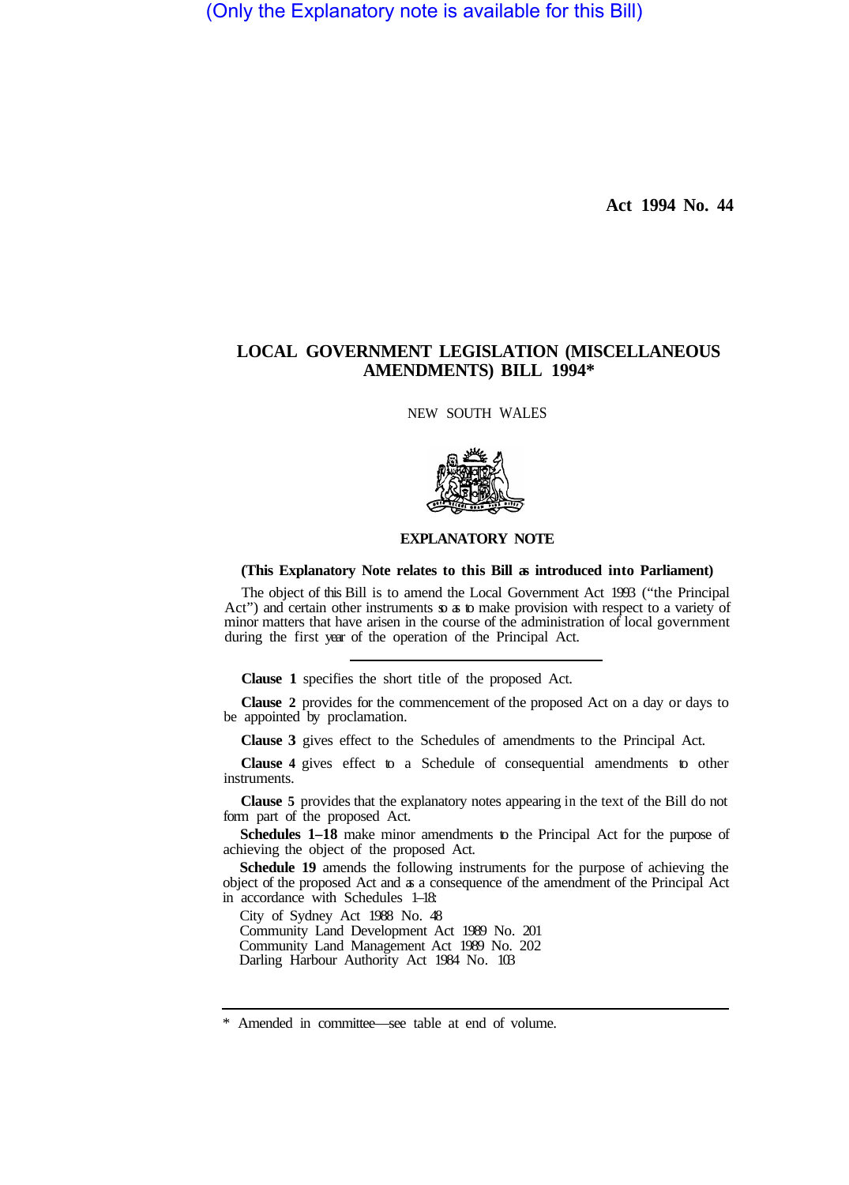(Only the Explanatory note is available for this Bill)

**Act 1994 No. 44**

# LOCAL GOVERNMENT LEGISLATION (MISCELLANEOUS AMENDMENTS) BILL 1994*

NEW SOUTH WALES

## EXPLANATORY NOTE

**(This Explanatory Note relates to this Bill as introduced into Parliament)**

The object of this Bill is to amend the Local Government Act 1993 ("the Principal Act") and certain other instruments so as to make provision with respect to a variety of minor matters that have arisen in the course of the administration of local government during the first year of the operation of the Principal Act.

---

**Clause 1** specifies the short title of the proposed Act.

**Clause 2** provides for the commencement of the proposed Act on a day or days to be appointed by proclamation.

**Clause 3** gives effect to the Schedules of amendments to the Principal Act.

**Clause 4** gives effect to a Schedule of consequential amendments to other instruments.

**Clause 5** provides that the explanatory notes appearing in the text of the Bill do not form part of the proposed Act.

**Schedules 1–18** make minor amendments to the Principal Act for the purpose of achieving the object of the proposed Act.

**Schedule 19** amends the following instruments for the purpose of achieving the object of the proposed Act and as a consequence of the amendment of the Principal Act in accordance with Schedules 1–18:

City of Sydney Act 1988 No. 48
Community Land Development Act 1989 No. 201
Community Land Management Act 1989 No. 202
Darling Harbour Authority Act 1984 No. 103

---

\* Amended in committee—see table at end of volume.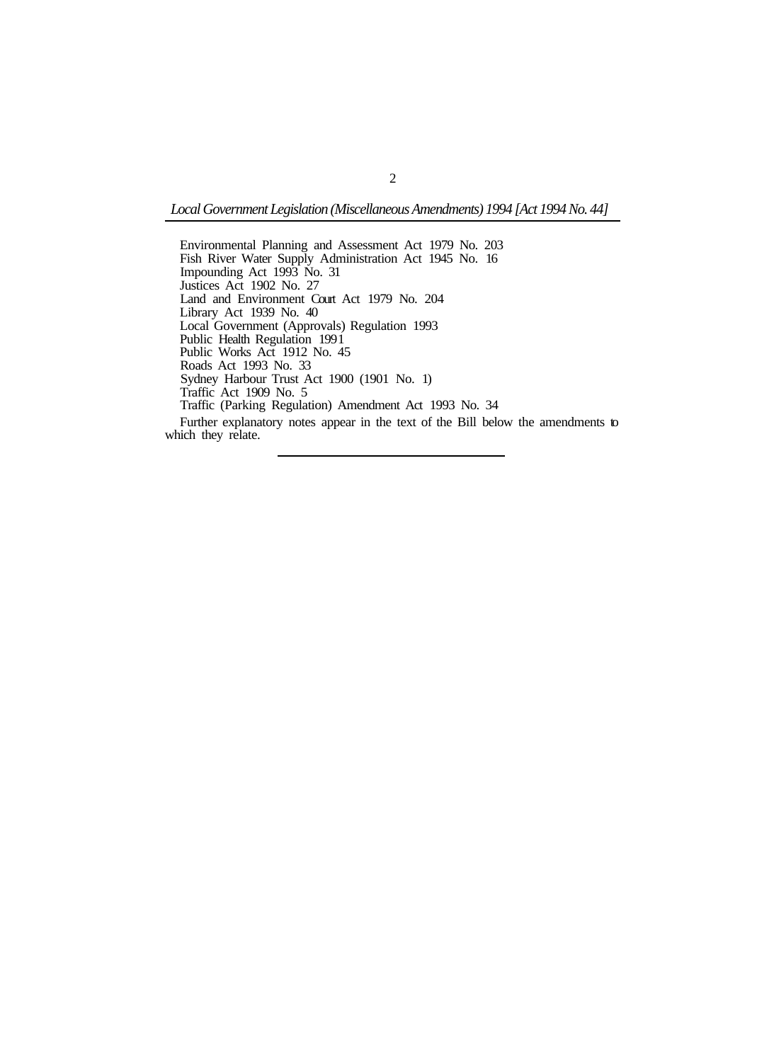Environmental Planning and Assessment Act 1979 No. 203
Fish River Water Supply Administration Act 1945 No. 16
Impounding Act 1993 No. 31
Justices Act 1902 No. 27
Land and Environment Court Act 1979 No. 204
Library Act 1939 No. 40
Local Government (Approvals) Regulation 1993
Public Health Regulation 1991
Public Works Act 1912 No. 45
Roads Act 1993 No. 33
Sydney Harbour Trust Act 1900 (1901 No. 1)
Traffic Act 1909 No. 5
Traffic (Parking Regulation) Amendment Act 1993 No. 34

Further explanatory notes appear in the text of the Bill below the amendments to which they relate.

---